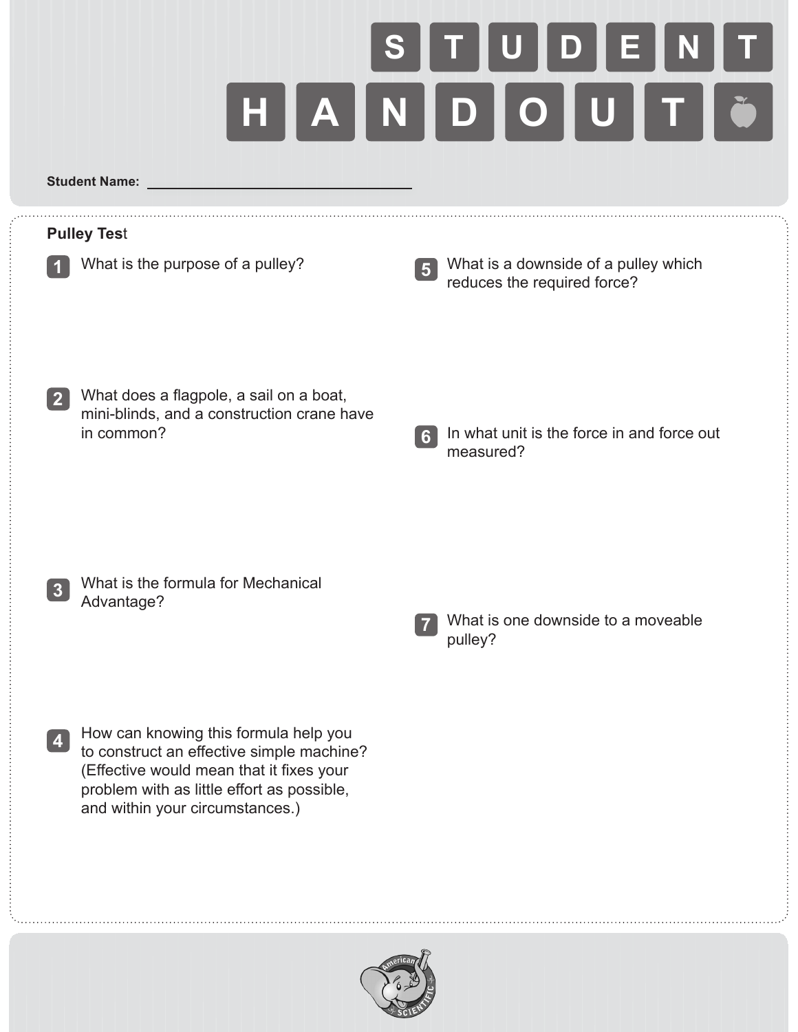# STUDENT HANDOUT

**Student Name:** ______________________________

**Pulley Test**

1. What is the purpose of a pulley?

2. What does a flagpole, a sail on a boat, mini-blinds, and a construction crane have in common?

3. What is the formula for Mechanical Advantage?

4. How can knowing this formula help you to construct an effective simple machine? (Effective would mean that it fixes your problem with as little effort as possible, and within your circumstances.)

5. What is a downside of a pulley which reduces the required force?

6. In what unit is the force in and force out measured?

7. What is one downside to a moveable pulley?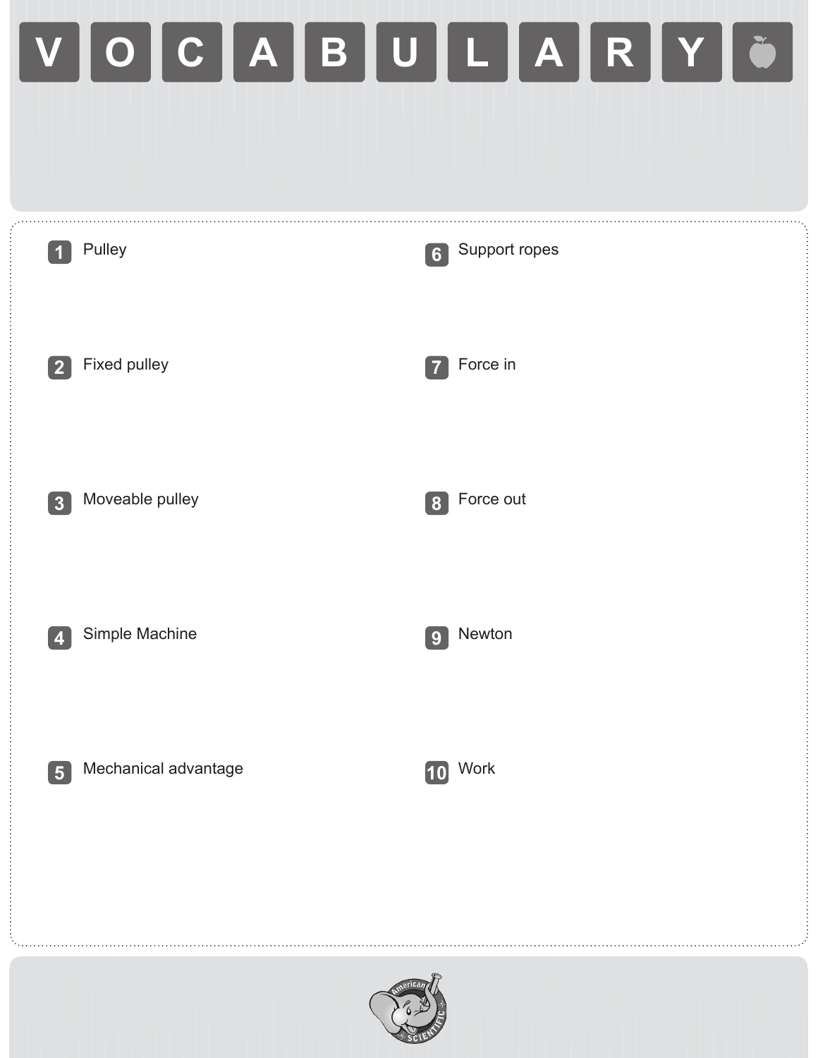# VOCABULARY

1. Pulley

2. Fixed pulley

3. Moveable pulley

4. Simple Machine

5. Mechanical advantage

6. Support ropes

7. Force in

8. Force out

9. Newton

10. Work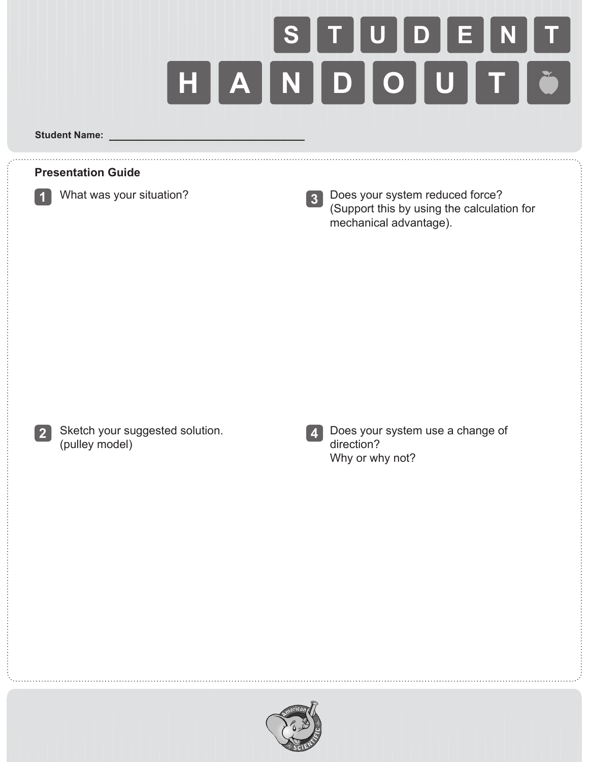# STUDENT HANDOUT

**Student Name:** ______________________________

**Presentation Guide**

1. What was your situation?

2. Sketch your suggested solution. (pulley model)

3. Does your system reduced force? (Support this by using the calculation for mechanical advantage).

4. Does your system use a change of direction? Why or why not?